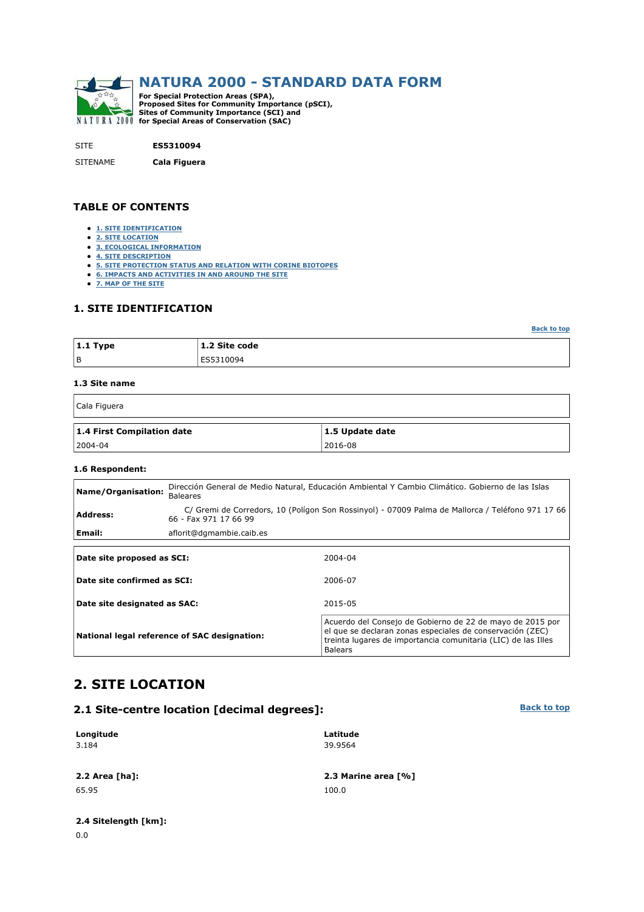# NATURA 2000 - STANDARD DATA FORM

**For Special Protection Areas (SPA), Proposed Sites for Community Importance (pSCI), Sites of Community Importance (SCI) and for Special Areas of Conservation (SAC)**

| | |
|---|---|
| SITE | **ES5310094** |
| SITENAME | **Cala Figuera** |

## TABLE OF CONTENTS

- 1. SITE IDENTIFICATION
- 2. SITE LOCATION
- 3. ECOLOGICAL INFORMATION
- 4. SITE DESCRIPTION
- 5. SITE PROTECTION STATUS AND RELATION WITH CORINE BIOTOPES
- 6. IMPACTS AND ACTIVITIES IN AND AROUND THE SITE
- 7. MAP OF THE SITE

## 1. SITE IDENTIFICATION

Back to top

| 1.1 Type | 1.2 Site code |
|---|---|
| B | ES5310094 |

### 1.3 Site name

Cala Figuera

| 1.4 First Compilation date | 1.5 Update date |
|---|---|
| 2004-04 | 2016-08 |

### 1.6 Respondent:

| | |
|---|---|
| **Name/Organisation:** | Dirección General de Medio Natural, Educación Ambiental Y Cambio Climático. Gobierno de las Islas Baleares |
| **Address:** | C/ Gremi de Corredors, 10 (Polígon Son Rossinyol) - 07009 Palma de Mallorca / Teléfono 971 17 66 66 - Fax 971 17 66 99 |
| **Email:** | aflorit@dgmambie.caib.es |

| | |
|---|---|
| **Date site proposed as SCI:** | 2004-04 |
| **Date site confirmed as SCI:** | 2006-07 |
| **Date site designated as SAC:** | 2015-05 |
| **National legal reference of SAC designation:** | Acuerdo del Consejo de Gobierno de 22 de mayo de 2015 por el que se declaran zonas especiales de conservación (ZEC) treinta lugares de importancia comunitaria (LIC) de las Illes Balears |

## 2. SITE LOCATION

### 2.1 Site-centre location [decimal degrees]:

Back to top

| Longitude | Latitude |
|---|---|
| 3.184 | 39.9564 |

| 2.2 Area [ha]: | 2.3 Marine area [%] |
|---|---|
| 65.95 | 100.0 |

**2.4 Sitelength [km]:**

0.0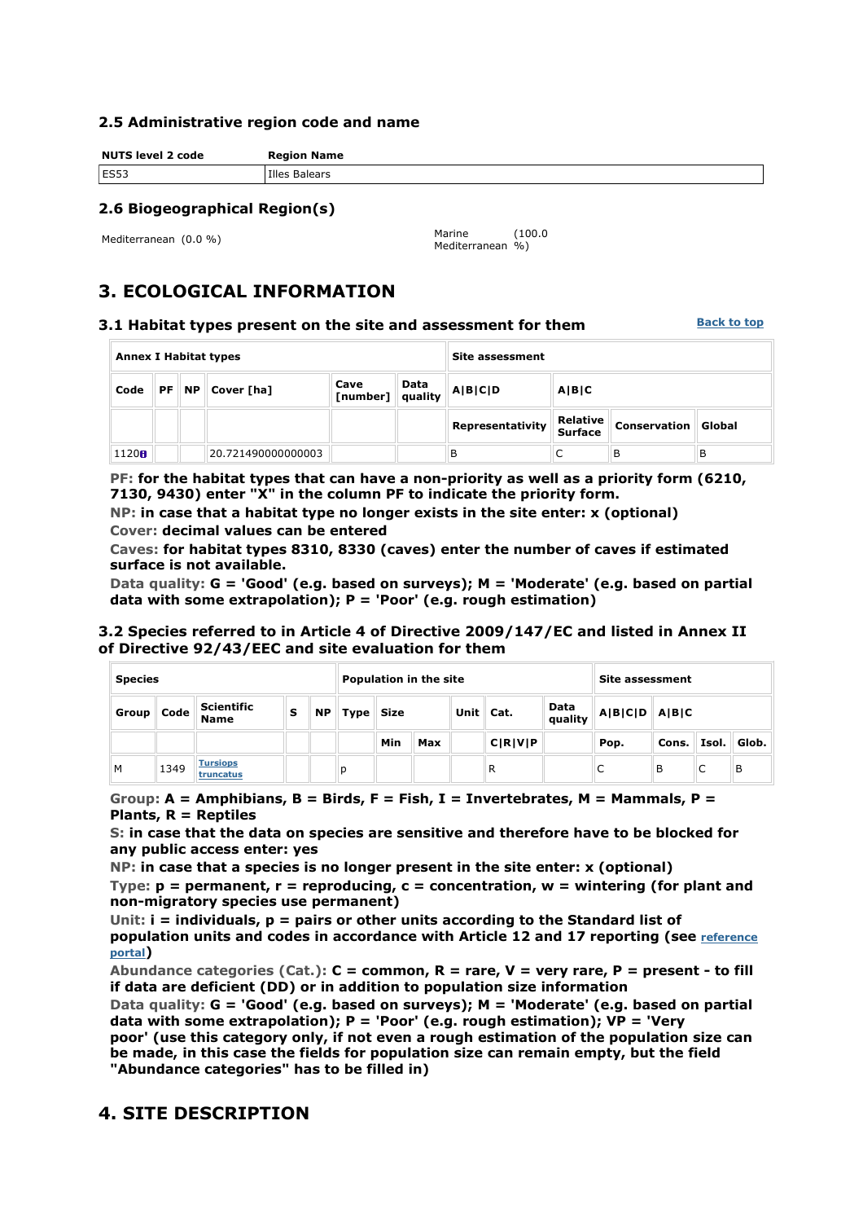### 2.5 Administrative region code and name

| NUTS level 2 code | Region Name |
|---|---|
| ES53 | Illes Balears |

### 2.6 Biogeographical Region(s)

Mediterranean (0.0 %)

Marine Mediterranean (100.0 %)

## 3. ECOLOGICAL INFORMATION

### 3.1 Habitat types present on the site and assessment for them

Back to top

| Annex I Habitat types | | | | | | Site assessment | | | |
|---|---|---|---|---|---|---|---|---|---|
| Code | PF | NP | Cover [ha] | Cave [number] | Data quality | A\|B\|C\|D | A\|B\|C | | |
| | | | | | | Representativity | Relative Surface | Conservation | Global |
| 1120 | | | 20.721490000000003 | | | B | C | B | B |

**PF: for the habitat types that can have a non-priority as well as a priority form (6210, 7130, 9430) enter "X" in the column PF to indicate the priority form.**
**NP: in case that a habitat type no longer exists in the site enter: x (optional)**
**Cover: decimal values can be entered**
**Caves: for habitat types 8310, 8330 (caves) enter the number of caves if estimated surface is not available.**
**Data quality: G = 'Good' (e.g. based on surveys); M = 'Moderate' (e.g. based on partial data with some extrapolation); P = 'Poor' (e.g. rough estimation)**

### 3.2 Species referred to in Article 4 of Directive 2009/147/EC and listed in Annex II of Directive 92/43/EEC and site evaluation for them

| Species | | | | | Population in the site | | | | | | Site assessment | | | |
|---|---|---|---|---|---|---|---|---|---|---|---|---|---|---|
| Group | Code | Scientific Name | S | NP | Type | Size | | Unit | Cat. | Data quality | A\|B\|C\|D | A\|B\|C | | |
| | | | | | | Min | Max | | C\|R\|V\|P | | Pop. | Cons. | Isol. | Glob. |
| M | 1349 | Tursiops truncatus | | | p | | | | R | | C | B | C | B |

**Group: A = Amphibians, B = Birds, F = Fish, I = Invertebrates, M = Mammals, P = Plants, R = Reptiles**
**S: in case that the data on species are sensitive and therefore have to be blocked for any public access enter: yes**
**NP: in case that a species is no longer present in the site enter: x (optional)**
**Type: p = permanent, r = reproducing, c = concentration, w = wintering (for plant and non-migratory species use permanent)**
**Unit: i = individuals, p = pairs or other units according to the Standard list of population units and codes in accordance with Article 12 and 17 reporting (see reference portal)**
**Abundance categories (Cat.): C = common, R = rare, V = very rare, P = present - to fill if data are deficient (DD) or in addition to population size information**
**Data quality: G = 'Good' (e.g. based on surveys); M = 'Moderate' (e.g. based on partial data with some extrapolation); P = 'Poor' (e.g. rough estimation); VP = 'Very poor' (use this category only, if not even a rough estimation of the population size can be made, in this case the fields for population size can remain empty, but the field "Abundance categories" has to be filled in)**

## 4. SITE DESCRIPTION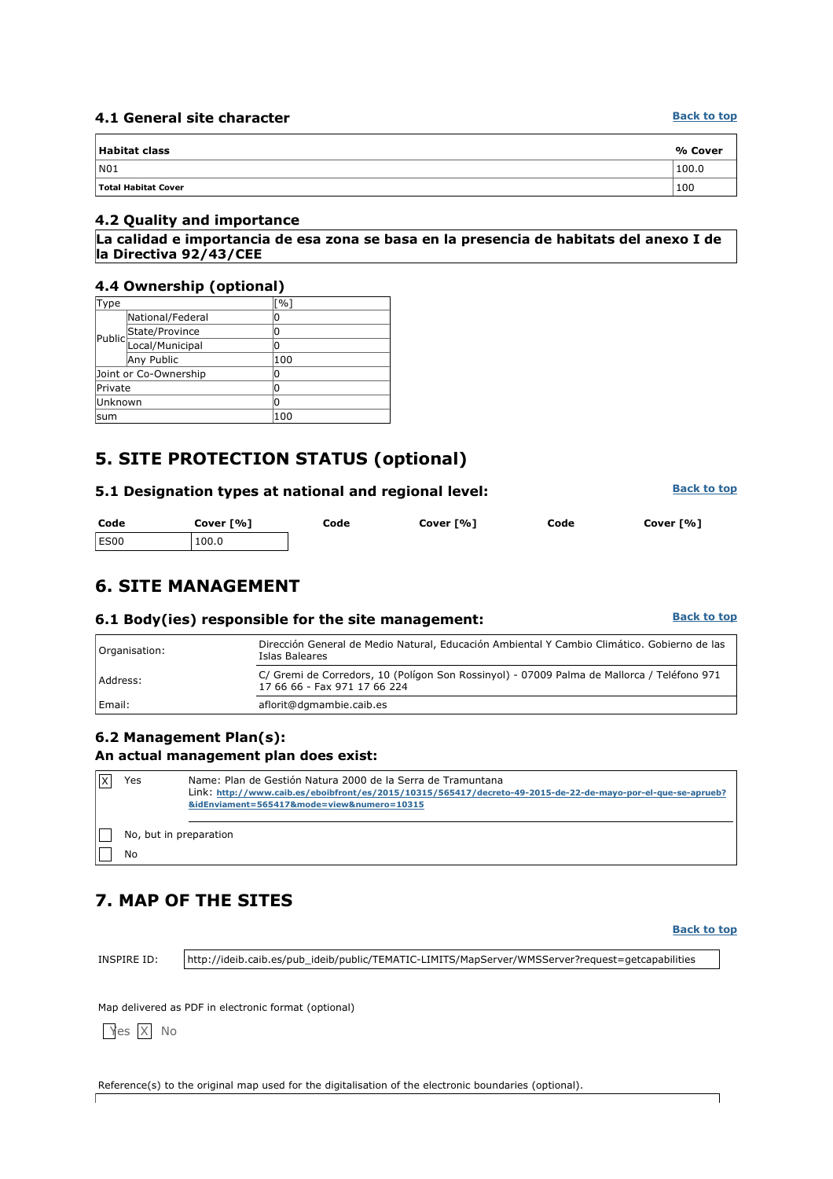### 4.1 General site character

[Back to top](#)

| Habitat class | % Cover |
| --- | --- |
| N01 | 100.0 |
| **Total Habitat Cover** | 100 |

### 4.2 Quality and importance

**La calidad e importancia de esa zona se basa en la presencia de habitats del anexo I de la Directiva 92/43/CEE**

### 4.4 Ownership (optional)

| Type | | [%] |
| --- | --- | --- |
| Public | National/Federal | 0 |
| | State/Province | 0 |
| | Local/Municipal | 0 |
| | Any Public | 100 |
| Joint or Co-Ownership | | 0 |
| Private | | 0 |
| Unknown | | 0 |
| sum | | 100 |

## 5. SITE PROTECTION STATUS (optional)

### 5.1 Designation types at national and regional level:

[Back to top](#)

| Code | Cover [%] | Code | Cover [%] | Code | Cover [%] |
| --- | --- | --- | --- | --- | --- |
| ES00 | 100.0 | | | | |

## 6. SITE MANAGEMENT

### 6.1 Body(ies) responsible for the site management:

[Back to top](#)

| | |
| --- | --- |
| Organisation: | Dirección General de Medio Natural, Educación Ambiental Y Cambio Climático. Gobierno de las Islas Baleares |
| Address: | C/ Gremi de Corredors, 10 (Polígon Son Rossinyol) - 07009 Palma de Mallorca / Teléfono 971 17 66 66 - Fax 971 17 66 224 |
| Email: | aflorit@dgmambie.caib.es |

### 6.2 Management Plan(s):

**An actual management plan does exist:**

- [X] Yes — Name: Plan de Gestión Natura 2000 de la Serra de Tramuntana
  Link: [http://www.caib.es/eboibfront/es/2015/10315/565417/decreto-49-2015-de-22-de-mayo-por-el-que-se-aprueb?&idEnviament=565417&mode=view&numero=10315](http://www.caib.es/eboibfront/es/2015/10315/565417/decreto-49-2015-de-22-de-mayo-por-el-que-se-aprueb?&idEnviament=565417&mode=view&numero=10315)
- [ ] No, but in preparation
- [ ] No

## 7. MAP OF THE SITES

[Back to top](#)

INSPIRE ID: http://ideib.caib.es/pub_ideib/public/TEMATIC-LIMITS/MapServer/WMSServer?request=getcapabilities

Map delivered as PDF in electronic format (optional)

- [ ] Yes
- [X] No

Reference(s) to the original map used for the digitalisation of the electronic boundaries (optional).